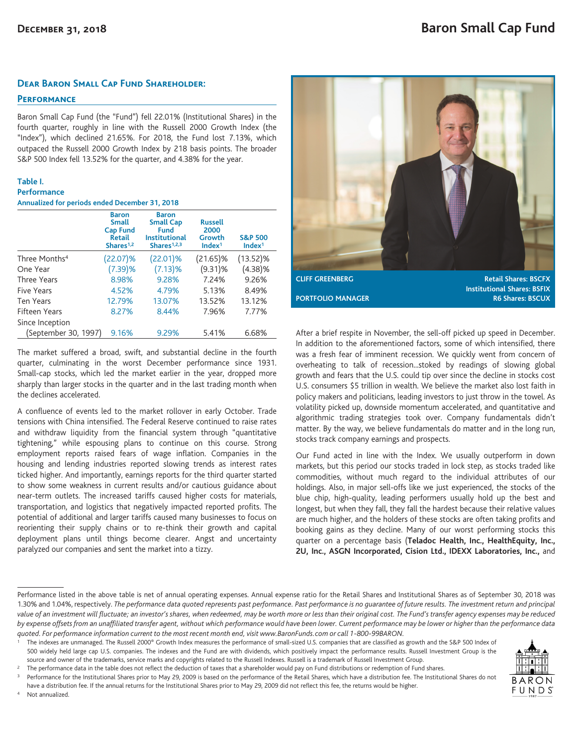**December 31, 2018** **Baron Small Cap Fund**

## Dear Baron Small Cap Fund Shareholder:

### Performance

Baron Small Cap Fund (the "Fund") fell 22.01% (Institutional Shares) in the fourth quarter, roughly in line with the Russell 2000 Growth Index (the "Index"), which declined 21.65%. For 2018, the Fund lost 7.13%, which outpaced the Russell 2000 Growth Index by 218 basis points. The broader S&P 500 Index fell 13.52% for the quarter, and 4.38% for the year.

**Table I.**
**Performance**
**Annualized for periods ended December 31, 2018**

| | Baron Small Cap Fund Retail Shares[1,2] | Baron Small Cap Fund Institutional Shares[1,2,3] | Russell 2000 Growth Index[1] | S&P 500 Index[1] |
|---|---|---|---|---|
| Three Months[4] | (22.07)% | (22.01)% | (21.65)% | (13.52)% |
| One Year | (7.39)% | (7.13)% | (9.31)% | (4.38)% |
| Three Years | 8.98% | 9.28% | 7.24% | 9.26% |
| Five Years | 4.52% | 4.79% | 5.13% | 8.49% |
| Ten Years | 12.79% | 13.07% | 13.52% | 13.12% |
| Fifteen Years | 8.27% | 8.44% | 7.96% | 7.77% |
| Since Inception (September 30, 1997) | 9.16% | 9.29% | 5.41% | 6.68% |

The market suffered a broad, swift, and substantial decline in the fourth quarter, culminating in the worst December performance since 1931. Small-cap stocks, which led the market earlier in the year, dropped more sharply than larger stocks in the quarter and in the last trading month when the declines accelerated.

A confluence of events led to the market rollover in early October. Trade tensions with China intensified. The Federal Reserve continued to raise rates and withdraw liquidity from the financial system through "quantitative tightening," while espousing plans to continue on this course. Strong employment reports raised fears of wage inflation. Companies in the housing and lending industries reported slowing trends as interest rates ticked higher. And importantly, earnings reports for the third quarter started to show some weakness in current results and/or cautious guidance about near-term outlets. The increased tariffs caused higher costs for materials, transportation, and logistics that negatively impacted reported profits. The potential of additional and larger tariffs caused many businesses to focus on reorienting their supply chains or to re-think their growth and capital deployment plans until things become clearer. Angst and uncertainty paralyzed our companies and sent the market into a tizzy.

CLIFF GREENBERG
PORTFOLIO MANAGER

Retail Shares: BSCFX
Institutional Shares: BSFIX
R6 Shares: BSCUX

After a brief respite in November, the sell-off picked up speed in December. In addition to the aforementioned factors, some of which intensified, there was a fresh fear of imminent recession. We quickly went from concern of overheating to talk of recession...stoked by readings of slowing global growth and fears that the U.S. could tip over since the decline in stocks cost U.S. consumers $5 trillion in wealth. We believe the market also lost faith in policy makers and politicians, leading investors to just throw in the towel. As volatility picked up, downside momentum accelerated, and quantitative and algorithmic trading strategies took over. Company fundamentals didn't matter. By the way, we believe fundamentals do matter and in the long run, stocks track company earnings and prospects.

Our Fund acted in line with the Index. We usually outperform in down markets, but this period our stocks traded in lock step, as stocks traded like commodities, without much regard to the individual attributes of our holdings. Also, in major sell-offs like we just experienced, the stocks of the blue chip, high-quality, leading performers usually hold up the best and longest, but when they fall, they fall the hardest because their relative values are much higher, and the holders of these stocks are often taking profits and booking gains as they decline. Many of our worst performing stocks this quarter on a percentage basis (**Teladoc Health, Inc., HealthEquity, Inc., 2U, Inc., ASGN Incorporated, Cision Ltd., IDEXX Laboratories, Inc.,** and

Performance listed in the above table is net of annual operating expenses. Annual expense ratio for the Retail Shares and Institutional Shares as of September 30, 2018 was 1.30% and 1.04%, respectively. *The performance data quoted represents past performance. Past performance is no guarantee of future results. The investment return and principal value of an investment will fluctuate; an investor's shares, when redeemed, may be worth more or less than their original cost. The Fund's transfer agency expenses may be reduced by expense offsets from an unaffiliated transfer agent, without which performance would have been lower. Current performance may be lower or higher than the performance data quoted. For performance information current to the most recent month end, visit www.BaronFunds.com or call 1-800-99BARON.*

[1] The indexes are unmanaged. The Russell 2000® Growth Index measures the performance of small-sized U.S. companies that are classified as growth and the S&P 500 Index of 500 widely held large cap U.S. companies. The indexes and the Fund are with dividends, which positively impact the performance results. Russell Investment Group is the source and owner of the trademarks, service marks and copyrights related to the Russell Indexes. Russell is a trademark of Russell Investment Group.

[2] The performance data in the table does not reflect the deduction of taxes that a shareholder would pay on Fund distributions or redemption of Fund shares.

[3] Performance for the Institutional Shares prior to May 29, 2009 is based on the performance of the Retail Shares, which have a distribution fee. The Institutional Shares do not have a distribution fee. If the annual returns for the Institutional Shares prior to May 29, 2009 did not reflect this fee, the returns would be higher.

[4] Not annualized.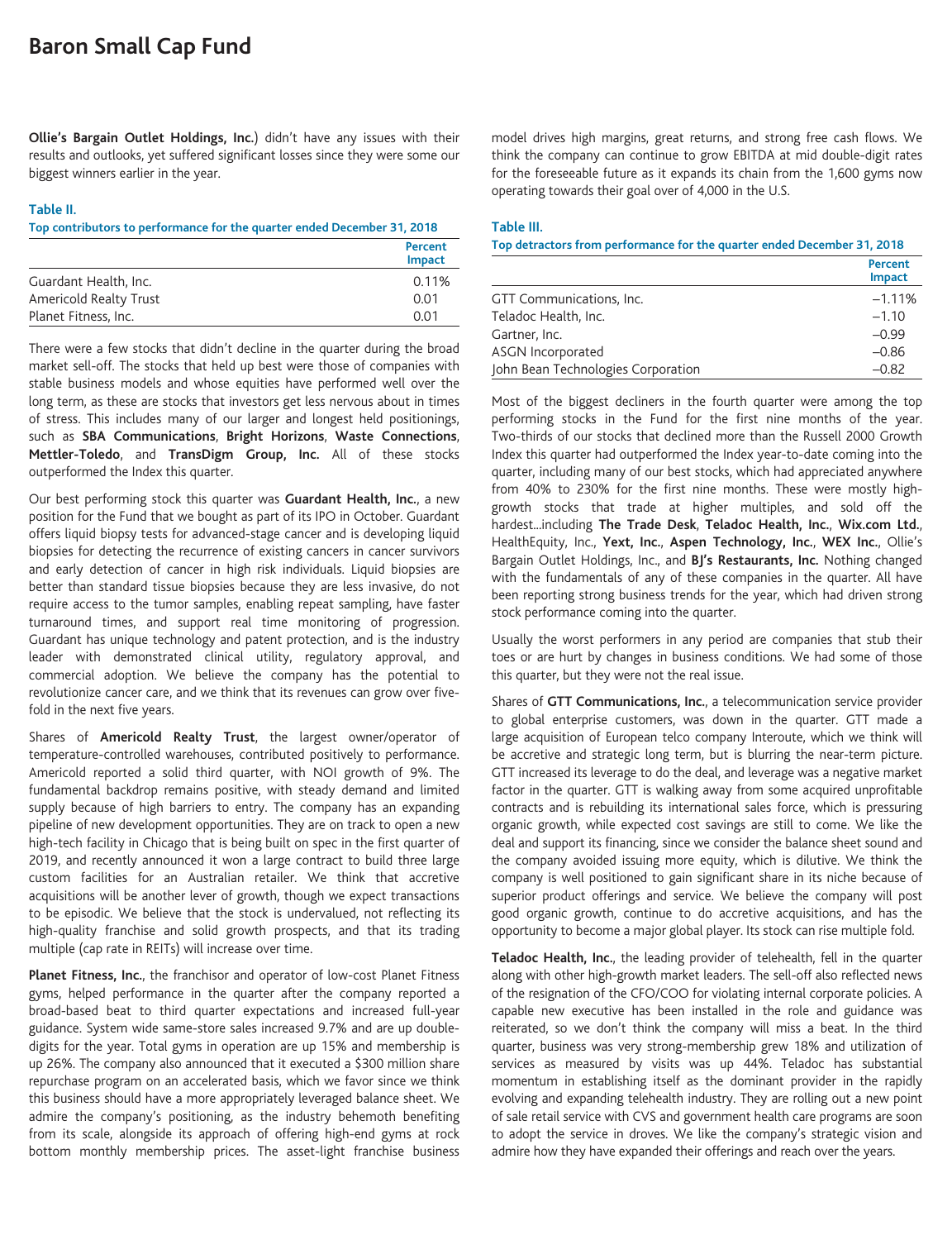# Baron Small Cap Fund

**Ollie's Bargain Outlet Holdings, Inc.**) didn't have any issues with their results and outlooks, yet suffered significant losses since they were some our biggest winners earlier in the year.

**Table II.**

**Top contributors to performance for the quarter ended December 31, 2018**

| | Percent Impact |
|---|---|
| Guardant Health, Inc. | 0.11% |
| Americold Realty Trust | 0.01 |
| Planet Fitness, Inc. | 0.01 |

There were a few stocks that didn't decline in the quarter during the broad market sell-off. The stocks that held up best were those of companies with stable business models and whose equities have performed well over the long term, as these are stocks that investors get less nervous about in times of stress. This includes many of our larger and longest held positionings, such as **SBA Communications**, **Bright Horizons**, **Waste Connections**, **Mettler-Toledo**, and **TransDigm Group, Inc.** All of these stocks outperformed the Index this quarter.

Our best performing stock this quarter was **Guardant Health, Inc.**, a new position for the Fund that we bought as part of its IPO in October. Guardant offers liquid biopsy tests for advanced-stage cancer and is developing liquid biopsies for detecting the recurrence of existing cancers in cancer survivors and early detection of cancer in high risk individuals. Liquid biopsies are better than standard tissue biopsies because they are less invasive, do not require access to the tumor samples, enabling repeat sampling, have faster turnaround times, and support real time monitoring of progression. Guardant has unique technology and patent protection, and is the industry leader with demonstrated clinical utility, regulatory approval, and commercial adoption. We believe the company has the potential to revolutionize cancer care, and we think that its revenues can grow over five-fold in the next five years.

Shares of **Americold Realty Trust**, the largest owner/operator of temperature-controlled warehouses, contributed positively to performance. Americold reported a solid third quarter, with NOI growth of 9%. The fundamental backdrop remains positive, with steady demand and limited supply because of high barriers to entry. The company has an expanding pipeline of new development opportunities. They are on track to open a new high-tech facility in Chicago that is being built on spec in the first quarter of 2019, and recently announced it won a large contract to build three large custom facilities for an Australian retailer. We think that accretive acquisitions will be another lever of growth, though we expect transactions to be episodic. We believe that the stock is undervalued, not reflecting its high-quality franchise and solid growth prospects, and that its trading multiple (cap rate in REITs) will increase over time.

**Planet Fitness, Inc.**, the franchisor and operator of low-cost Planet Fitness gyms, helped performance in the quarter after the company reported a broad-based beat to third quarter expectations and increased full-year guidance. System wide same-store sales increased 9.7% and are up double-digits for the year. Total gyms in operation are up 15% and membership is up 26%. The company also announced that it executed a $300 million share repurchase program on an accelerated basis, which we favor since we think this business should have a more appropriately leveraged balance sheet. We admire the company's positioning, as the industry behemoth benefiting from its scale, alongside its approach of offering high-end gyms at rock bottom monthly membership prices. The asset-light franchise business model drives high margins, great returns, and strong free cash flows. We think the company can continue to grow EBITDA at mid double-digit rates for the foreseeable future as it expands its chain from the 1,600 gyms now operating towards their goal over of 4,000 in the U.S.

**Table III.**

**Top detractors from performance for the quarter ended December 31, 2018**

| | Percent Impact |
|---|---|
| GTT Communications, Inc. | –1.11% |
| Teladoc Health, Inc. | –1.10 |
| Gartner, Inc. | –0.99 |
| ASGN Incorporated | –0.86 |
| John Bean Technologies Corporation | –0.82 |

Most of the biggest decliners in the fourth quarter were among the top performing stocks in the Fund for the first nine months of the year. Two-thirds of our stocks that declined more than the Russell 2000 Growth Index this quarter had outperformed the Index year-to-date coming into the quarter, including many of our best stocks, which had appreciated anywhere from 40% to 230% for the first nine months. These were mostly high-growth stocks that trade at higher multiples, and sold off the hardest...including **The Trade Desk**, **Teladoc Health, Inc.**, **Wix.com Ltd.**, HealthEquity, Inc., **Yext, Inc.**, **Aspen Technology, Inc.**, **WEX Inc.**, Ollie's Bargain Outlet Holdings, Inc., and **BJ's Restaurants, Inc.** Nothing changed with the fundamentals of any of these companies in the quarter. All have been reporting strong business trends for the year, which had driven strong stock performance coming into the quarter.

Usually the worst performers in any period are companies that stub their toes or are hurt by changes in business conditions. We had some of those this quarter, but they were not the real issue.

Shares of **GTT Communications, Inc.**, a telecommunication service provider to global enterprise customers, was down in the quarter. GTT made a large acquisition of European telco company Interoute, which we think will be accretive and strategic long term, but is blurring the near-term picture. GTT increased its leverage to do the deal, and leverage was a negative market factor in the quarter. GTT is walking away from some acquired unprofitable contracts and is rebuilding its international sales force, which is pressuring organic growth, while expected cost savings are still to come. We like the deal and support its financing, since we consider the balance sheet sound and the company avoided issuing more equity, which is dilutive. We think the company is well positioned to gain significant share in its niche because of superior product offerings and service. We believe the company will post good organic growth, continue to do accretive acquisitions, and has the opportunity to become a major global player. Its stock can rise multiple fold.

**Teladoc Health, Inc.**, the leading provider of telehealth, fell in the quarter along with other high-growth market leaders. The sell-off also reflected news of the resignation of the CFO/COO for violating internal corporate policies. A capable new executive has been installed in the role and guidance was reiterated, so we don't think the company will miss a beat. In the third quarter, business was very strong-membership grew 18% and utilization of services as measured by visits was up 44%. Teladoc has substantial momentum in establishing itself as the dominant provider in the rapidly evolving and expanding telehealth industry. They are rolling out a new point of sale retail service with CVS and government health care programs are soon to adopt the service in droves. We like the company's strategic vision and admire how they have expanded their offerings and reach over the years.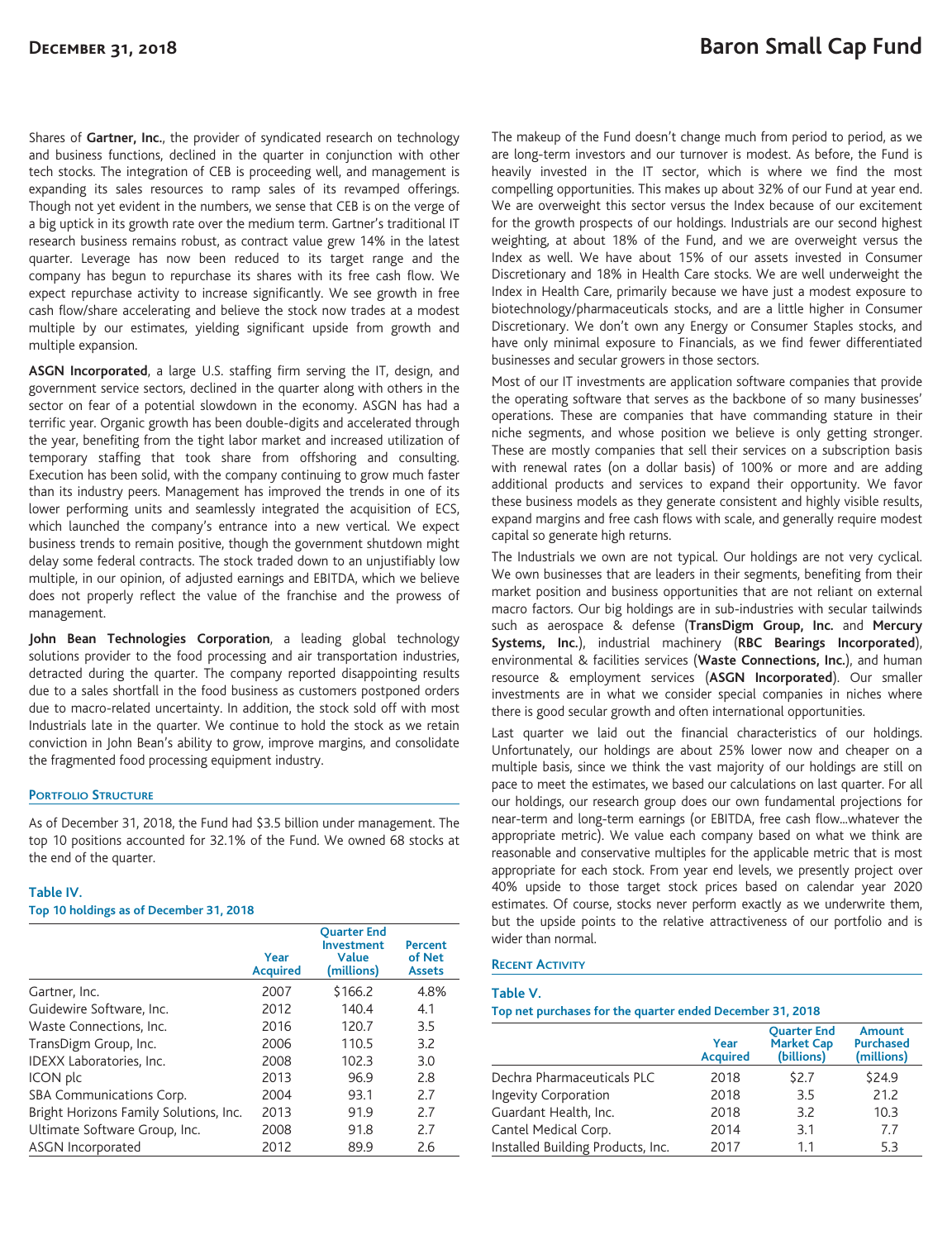Shares of **Gartner, Inc.**, the provider of syndicated research on technology and business functions, declined in the quarter in conjunction with other tech stocks. The integration of CEB is proceeding well, and management is expanding its sales resources to ramp sales of its revamped offerings. Though not yet evident in the numbers, we sense that CEB is on the verge of a big uptick in its growth rate over the medium term. Gartner's traditional IT research business remains robust, as contract value grew 14% in the latest quarter. Leverage has now been reduced to its target range and the company has begun to repurchase its shares with its free cash flow. We expect repurchase activity to increase significantly. We see growth in free cash flow/share accelerating and believe the stock now trades at a modest multiple by our estimates, yielding significant upside from growth and multiple expansion.

**ASGN Incorporated**, a large U.S. staffing firm serving the IT, design, and government service sectors, declined in the quarter along with others in the sector on fear of a potential slowdown in the economy. ASGN has had a terrific year. Organic growth has been double-digits and accelerated through the year, benefiting from the tight labor market and increased utilization of temporary staffing that took share from offshoring and consulting. Execution has been solid, with the company continuing to grow much faster than its industry peers. Management has improved the trends in one of its lower performing units and seamlessly integrated the acquisition of ECS, which launched the company's entrance into a new vertical. We expect business trends to remain positive, though the government shutdown might delay some federal contracts. The stock traded down to an unjustifiably low multiple, in our opinion, of adjusted earnings and EBITDA, which we believe does not properly reflect the value of the franchise and the prowess of management.

**John Bean Technologies Corporation**, a leading global technology solutions provider to the food processing and air transportation industries, detracted during the quarter. The company reported disappointing results due to a sales shortfall in the food business as customers postponed orders due to macro-related uncertainty. In addition, the stock sold off with most Industrials late in the quarter. We continue to hold the stock as we retain conviction in John Bean's ability to grow, improve margins, and consolidate the fragmented food processing equipment industry.

## Portfolio Structure

As of December 31, 2018, the Fund had $3.5 billion under management. The top 10 positions accounted for 32.1% of the Fund. We owned 68 stocks at the end of the quarter.

**Table IV.**
**Top 10 holdings as of December 31, 2018**

| | Year Acquired | Quarter End Investment Value (millions) | Percent of Net Assets |
|---|---|---|---|
| Gartner, Inc. | 2007 | $166.2 | 4.8% |
| Guidewire Software, Inc. | 2012 | 140.4 | 4.1 |
| Waste Connections, Inc. | 2016 | 120.7 | 3.5 |
| TransDigm Group, Inc. | 2006 | 110.5 | 3.2 |
| IDEXX Laboratories, Inc. | 2008 | 102.3 | 3.0 |
| ICON plc | 2013 | 96.9 | 2.8 |
| SBA Communications Corp. | 2004 | 93.1 | 2.7 |
| Bright Horizons Family Solutions, Inc. | 2013 | 91.9 | 2.7 |
| Ultimate Software Group, Inc. | 2008 | 91.8 | 2.7 |
| ASGN Incorporated | 2012 | 89.9 | 2.6 |

The makeup of the Fund doesn't change much from period to period, as we are long-term investors and our turnover is modest. As before, the Fund is heavily invested in the IT sector, which is where we find the most compelling opportunities. This makes up about 32% of our Fund at year end. We are overweight this sector versus the Index because of our excitement for the growth prospects of our holdings. Industrials are our second highest weighting, at about 18% of the Fund, and we are overweight versus the Index as well. We have about 15% of our assets invested in Consumer Discretionary and 18% in Health Care stocks. We are well underweight the Index in Health Care, primarily because we have just a modest exposure to biotechnology/pharmaceuticals stocks, and are a little higher in Consumer Discretionary. We don't own any Energy or Consumer Staples stocks, and have only minimal exposure to Financials, as we find fewer differentiated businesses and secular growers in those sectors.

Most of our IT investments are application software companies that provide the operating software that serves as the backbone of so many businesses' operations. These are companies that have commanding stature in their niche segments, and whose position we believe is only getting stronger. These are mostly companies that sell their services on a subscription basis with renewal rates (on a dollar basis) of 100% or more and are adding additional products and services to expand their opportunity. We favor these business models as they generate consistent and highly visible results, expand margins and free cash flows with scale, and generally require modest capital so generate high returns.

The Industrials we own are not typical. Our holdings are not very cyclical. We own businesses that are leaders in their segments, benefiting from their market position and business opportunities that are not reliant on external macro factors. Our big holdings are in sub-industries with secular tailwinds such as aerospace & defense (**TransDigm Group, Inc.** and **Mercury Systems, Inc.**), industrial machinery (**RBC Bearings Incorporated**), environmental & facilities services (**Waste Connections, Inc.**), and human resource & employment services (**ASGN Incorporated**). Our smaller investments are in what we consider special companies in niches where there is good secular growth and often international opportunities.

Last quarter we laid out the financial characteristics of our holdings. Unfortunately, our holdings are about 25% lower now and cheaper on a multiple basis, since we think the vast majority of our holdings are still on pace to meet the estimates, we based our calculations on last quarter. For all our holdings, our research group does our own fundamental projections for near-term and long-term earnings (or EBITDA, free cash flow...whatever the appropriate metric). We value each company based on what we think are reasonable and conservative multiples for the applicable metric that is most appropriate for each stock. From year end levels, we presently project over 40% upside to those target stock prices based on calendar year 2020 estimates. Of course, stocks never perform exactly as we underwrite them, but the upside points to the relative attractiveness of our portfolio and is wider than normal.

## Recent Activity

**Table V.**
**Top net purchases for the quarter ended December 31, 2018**

| | Year Acquired | Quarter End Market Cap (billions) | Amount Purchased (millions) |
|---|---|---|---|
| Dechra Pharmaceuticals PLC | 2018 | $2.7 | $24.9 |
| Ingevity Corporation | 2018 | 3.5 | 21.2 |
| Guardant Health, Inc. | 2018 | 3.2 | 10.3 |
| Cantel Medical Corp. | 2014 | 3.1 | 7.7 |
| Installed Building Products, Inc. | 2017 | 1.1 | 5.3 |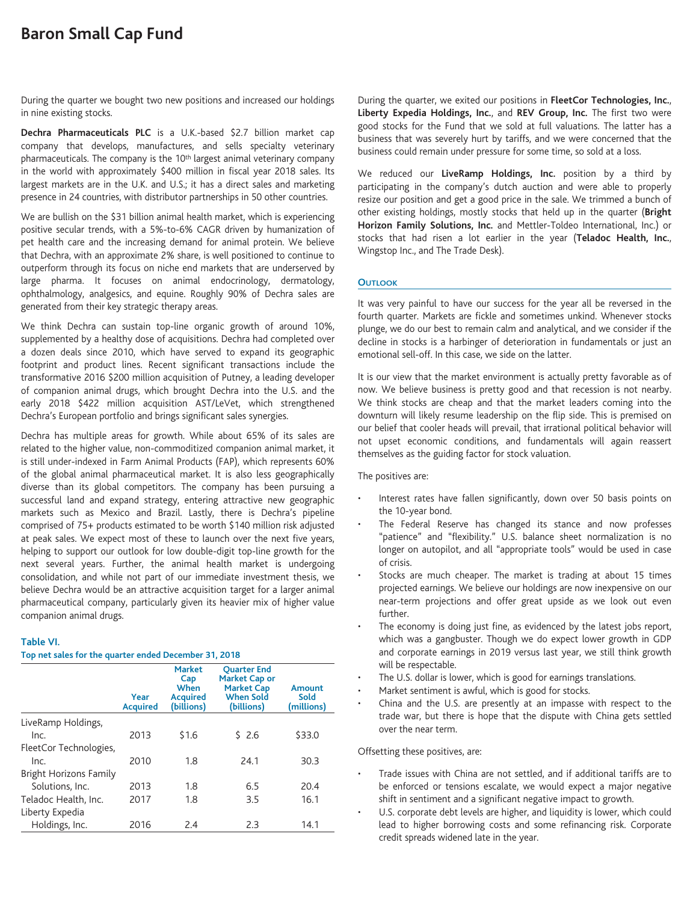# Baron Small Cap Fund

During the quarter we bought two new positions and increased our holdings in nine existing stocks.

**Dechra Pharmaceuticals PLC** is a U.K.-based $2.7 billion market cap company that develops, manufactures, and sells specialty veterinary pharmaceuticals. The company is the 10th largest animal veterinary company in the world with approximately $400 million in fiscal year 2018 sales. Its largest markets are in the U.K. and U.S.; it has a direct sales and marketing presence in 24 countries, with distributor partnerships in 50 other countries.

We are bullish on the $31 billion animal health market, which is experiencing positive secular trends, with a 5%-to-6% CAGR driven by humanization of pet health care and the increasing demand for animal protein. We believe that Dechra, with an approximate 2% share, is well positioned to continue to outperform through its focus on niche end markets that are underserved by large pharma. It focuses on animal endocrinology, dermatology, ophthalmology, analgesics, and equine. Roughly 90% of Dechra sales are generated from their key strategic therapy areas.

We think Dechra can sustain top-line organic growth of around 10%, supplemented by a healthy dose of acquisitions. Dechra had completed over a dozen deals since 2010, which have served to expand its geographic footprint and product lines. Recent significant transactions include the transformative 2016 $200 million acquisition of Putney, a leading developer of companion animal drugs, which brought Dechra into the U.S. and the early 2018 $422 million acquisition AST/LeVet, which strengthened Dechra's European portfolio and brings significant sales synergies.

Dechra has multiple areas for growth. While about 65% of its sales are related to the higher value, non-commoditized companion animal market, it is still under-indexed in Farm Animal Products (FAP), which represents 60% of the global animal pharmaceutical market. It is also less geographically diverse than its global competitors. The company has been pursuing a successful land and expand strategy, entering attractive new geographic markets such as Mexico and Brazil. Lastly, there is Dechra's pipeline comprised of 75+ products estimated to be worth $140 million risk adjusted at peak sales. We expect most of these to launch over the next five years, helping to support our outlook for low double-digit top-line growth for the next several years. Further, the animal health market is undergoing consolidation, and while not part of our immediate investment thesis, we believe Dechra would be an attractive acquisition target for a larger animal pharmaceutical company, particularly given its heavier mix of higher value companion animal drugs.

**Table VI.**
**Top net sales for the quarter ended December 31, 2018**

| | Year Acquired | Market Cap When Acquired (billions) | Quarter End Market Cap or Market Cap When Sold (billions) | Amount Sold (millions) |
|---|---|---|---|---|
| LiveRamp Holdings, Inc. | 2013 | $1.6 | $ 2.6 | $33.0 |
| FleetCor Technologies, Inc. | 2010 | 1.8 | 24.1 | 30.3 |
| Bright Horizons Family Solutions, Inc. | 2013 | 1.8 | 6.5 | 20.4 |
| Teladoc Health, Inc. | 2017 | 1.8 | 3.5 | 16.1 |
| Liberty Expedia Holdings, Inc. | 2016 | 2.4 | 2.3 | 14.1 |

During the quarter, we exited our positions in **FleetCor Technologies, Inc.**, **Liberty Expedia Holdings, Inc.**, and **REV Group, Inc.** The first two were good stocks for the Fund that we sold at full valuations. The latter has a business that was severely hurt by tariffs, and we were concerned that the business could remain under pressure for some time, so sold at a loss.

We reduced our **LiveRamp Holdings, Inc.** position by a third by participating in the company's dutch auction and were able to properly resize our position and get a good price in the sale. We trimmed a bunch of other existing holdings, mostly stocks that held up in the quarter (**Bright Horizon Family Solutions, Inc.** and Mettler-Toldeo International, Inc.) or stocks that had risen a lot earlier in the year (**Teladoc Health, Inc.**, Wingstop Inc., and The Trade Desk).

## Outlook

It was very painful to have our success for the year all be reversed in the fourth quarter. Markets are fickle and sometimes unkind. Whenever stocks plunge, we do our best to remain calm and analytical, and we consider if the decline in stocks is a harbinger of deterioration in fundamentals or just an emotional sell-off. In this case, we side on the latter.

It is our view that the market environment is actually pretty favorable as of now. We believe business is pretty good and that recession is not nearby. We think stocks are cheap and that the market leaders coming into the downturn will likely resume leadership on the flip side. This is premised on our belief that cooler heads will prevail, that irrational political behavior will not upset economic conditions, and fundamentals will again reassert themselves as the guiding factor for stock valuation.

The positives are:

- Interest rates have fallen significantly, down over 50 basis points on the 10-year bond.
- The Federal Reserve has changed its stance and now professes "patience" and "flexibility." U.S. balance sheet normalization is no longer on autopilot, and all "appropriate tools" would be used in case of crisis.
- Stocks are much cheaper. The market is trading at about 15 times projected earnings. We believe our holdings are now inexpensive on our near-term projections and offer great upside as we look out even further.
- The economy is doing just fine, as evidenced by the latest jobs report, which was a gangbuster. Though we do expect lower growth in GDP and corporate earnings in 2019 versus last year, we still think growth will be respectable.
- The U.S. dollar is lower, which is good for earnings translations.
- Market sentiment is awful, which is good for stocks.
- China and the U.S. are presently at an impasse with respect to the trade war, but there is hope that the dispute with China gets settled over the near term.

Offsetting these positives, are:

- Trade issues with China are not settled, and if additional tariffs are to be enforced or tensions escalate, we would expect a major negative shift in sentiment and a significant negative impact to growth.
- U.S. corporate debt levels are higher, and liquidity is lower, which could lead to higher borrowing costs and some refinancing risk. Corporate credit spreads widened late in the year.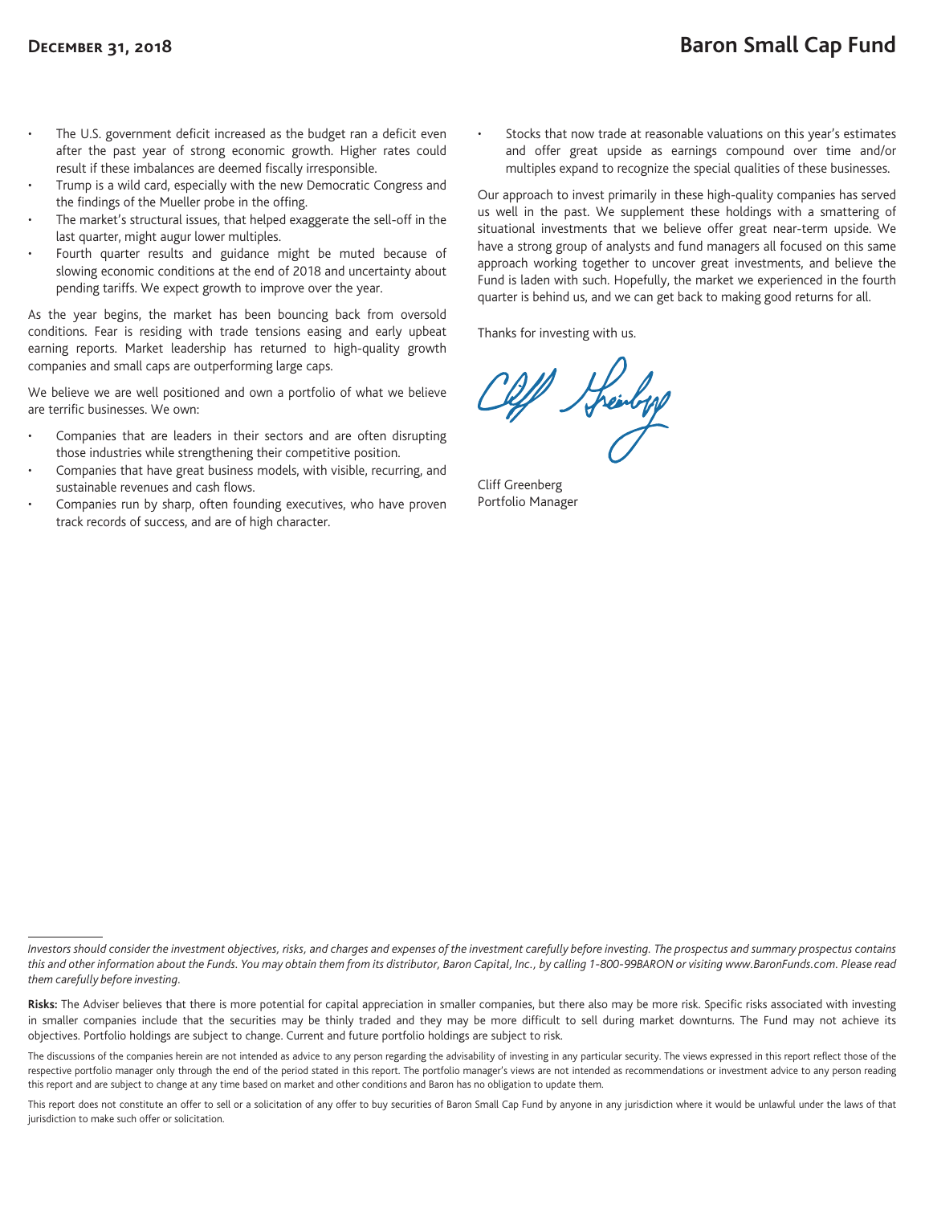- The U.S. government deficit increased as the budget ran a deficit even after the past year of strong economic growth. Higher rates could result if these imbalances are deemed fiscally irresponsible.
- Trump is a wild card, especially with the new Democratic Congress and the findings of the Mueller probe in the offing.
- The market's structural issues, that helped exaggerate the sell-off in the last quarter, might augur lower multiples.
- Fourth quarter results and guidance might be muted because of slowing economic conditions at the end of 2018 and uncertainty about pending tariffs. We expect growth to improve over the year.

As the year begins, the market has been bouncing back from oversold conditions. Fear is residing with trade tensions easing and early upbeat earning reports. Market leadership has returned to high-quality growth companies and small caps are outperforming large caps.

We believe we are well positioned and own a portfolio of what we believe are terrific businesses. We own:

- Companies that are leaders in their sectors and are often disrupting those industries while strengthening their competitive position.
- Companies that have great business models, with visible, recurring, and sustainable revenues and cash flows.
- Companies run by sharp, often founding executives, who have proven track records of success, and are of high character.
- Stocks that now trade at reasonable valuations on this year's estimates and offer great upside as earnings compound over time and/or multiples expand to recognize the special qualities of these businesses.

Our approach to invest primarily in these high-quality companies has served us well in the past. We supplement these holdings with a smattering of situational investments that we believe offer great near-term upside. We have a strong group of analysts and fund managers all focused on this same approach working together to uncover great investments, and believe the Fund is laden with such. Hopefully, the market we experienced in the fourth quarter is behind us, and we can get back to making good returns for all.

Thanks for investing with us.

Cliff Greenberg
Portfolio Manager

*Investors should consider the investment objectives, risks, and charges and expenses of the investment carefully before investing. The prospectus and summary prospectus contains this and other information about the Funds. You may obtain them from its distributor, Baron Capital, Inc., by calling 1-800-99BARON or visiting www.BaronFunds.com. Please read them carefully before investing.*

**Risks:** The Adviser believes that there is more potential for capital appreciation in smaller companies, but there also may be more risk. Specific risks associated with investing in smaller companies include that the securities may be thinly traded and they may be more difficult to sell during market downturns. The Fund may not achieve its objectives. Portfolio holdings are subject to change. Current and future portfolio holdings are subject to risk.

The discussions of the companies herein are not intended as advice to any person regarding the advisability of investing in any particular security. The views expressed in this report reflect those of the respective portfolio manager only through the end of the period stated in this report. The portfolio manager's views are not intended as recommendations or investment advice to any person reading this report and are subject to change at any time based on market and other conditions and Baron has no obligation to update them.

This report does not constitute an offer to sell or a solicitation of any offer to buy securities of Baron Small Cap Fund by anyone in any jurisdiction where it would be unlawful under the laws of that jurisdiction to make such offer or solicitation.